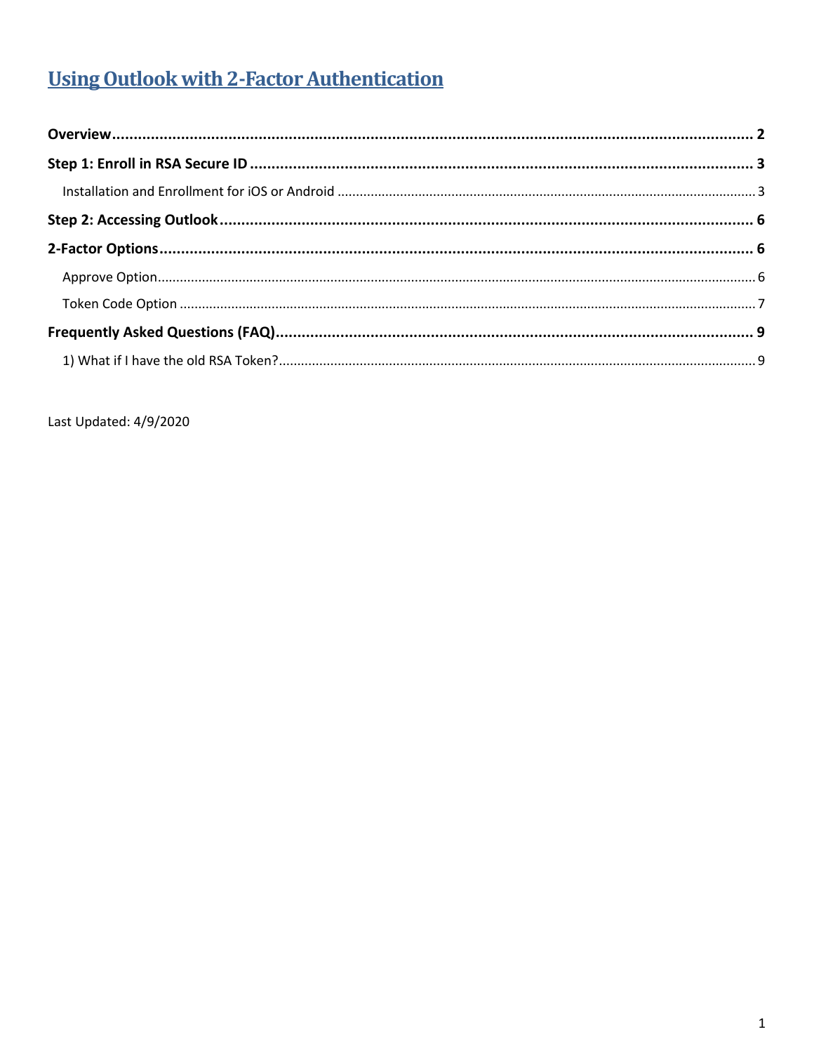# Using Outlook with 2-Factor Authentication

**Overview** .......... **2**

**Step 1: Enroll in RSA Secure ID** .......... **3**

Installation and Enrollment for iOS or Android .......... 3

**Step 2: Accessing Outlook** .......... **6**

**2-Factor Options** .......... **6**

Approve Option .......... 6

Token Code Option .......... 7

**Frequently Asked Questions (FAQ)** .......... **9**

1) What if I have the old RSA Token? .......... 9

Last Updated: 4/9/2020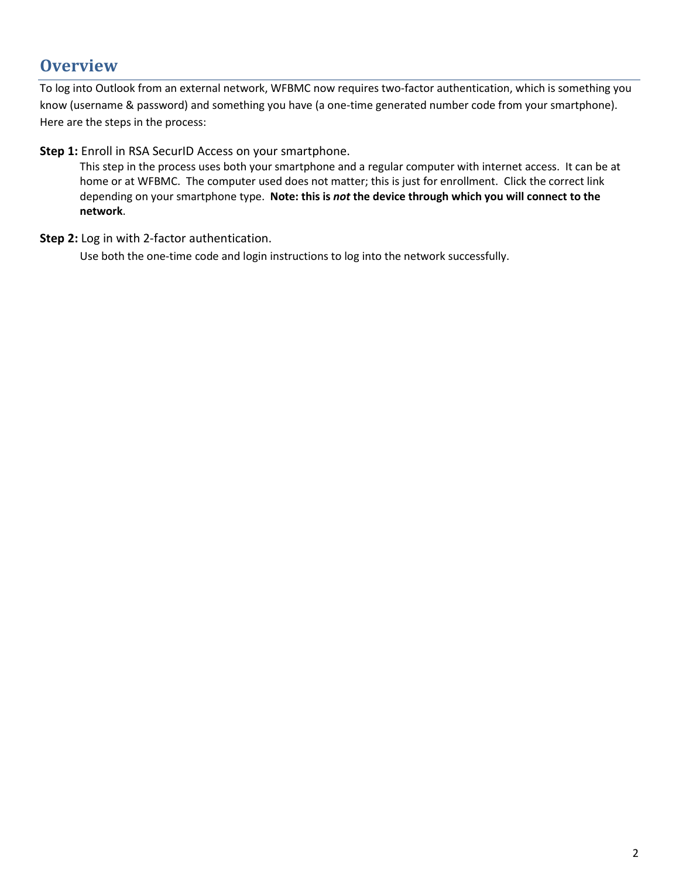# Overview

To log into Outlook from an external network, WFBMC now requires two-factor authentication, which is something you know (username & password) and something you have (a one-time generated number code from your smartphone). Here are the steps in the process:

**Step 1:** Enroll in RSA SecurID Access on your smartphone.

This step in the process uses both your smartphone and a regular computer with internet access. It can be at home or at WFBMC. The computer used does not matter; this is just for enrollment. Click the correct link depending on your smartphone type. **Note: this is *not* the device through which you will connect to the network**.

**Step 2:** Log in with 2-factor authentication.

Use both the one-time code and login instructions to log into the network successfully.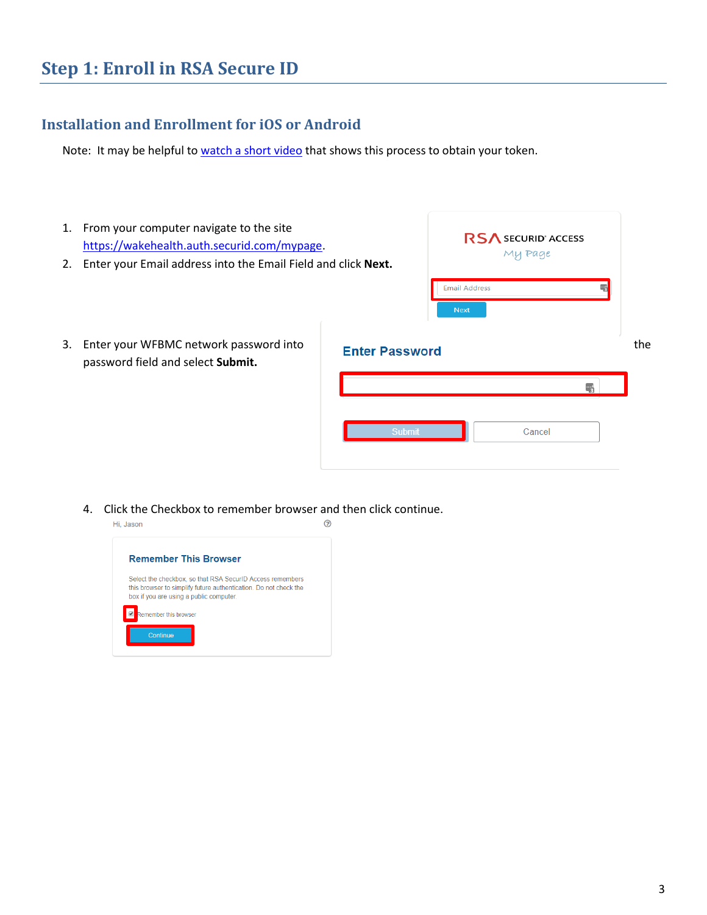# Step 1: Enroll in RSA Secure ID

## Installation and Enrollment for iOS or Android

Note: It may be helpful to watch a short video that shows this process to obtain your token.

1. From your computer navigate to the site https://wakehealth.auth.securid.com/mypage.
2. Enter your Email address into the Email Field and click **Next.**
3. Enter your WFBMC network password into the password field and select **Submit.**
4. Click the Checkbox to remember browser and then click continue.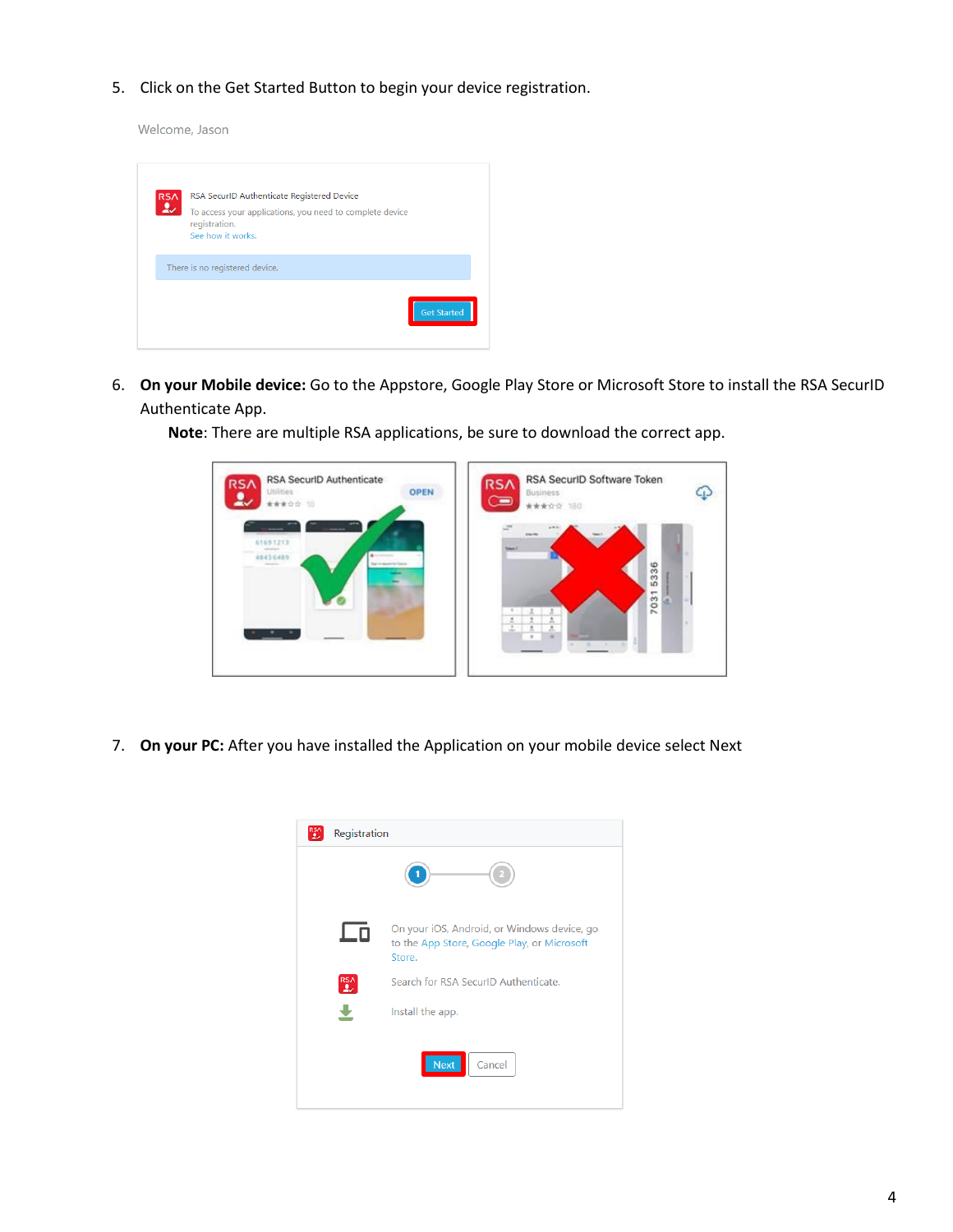5. Click on the Get Started Button to begin your device registration.

6. **On your Mobile device:** Go to the Appstore, Google Play Store or Microsoft Store to install the RSA SecurID Authenticate App.

   **Note**: There are multiple RSA applications, be sure to download the correct app.

7. **On your PC:** After you have installed the Application on your mobile device select Next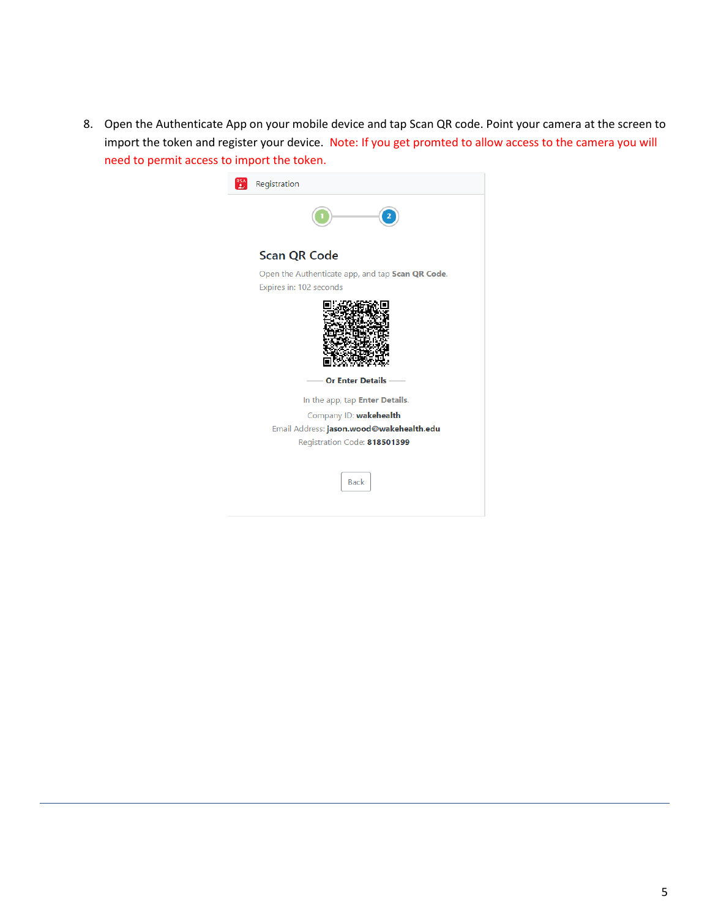8. Open the Authenticate App on your mobile device and tap Scan QR code. Point your camera at the screen to import the token and register your device. Note: If you get promted to allow access to the camera you will need to permit access to import the token.

Registration

Scan QR Code

Open the Authenticate app, and tap **Scan QR Code**.

Expires in: 102 seconds

**Or Enter Details**

In the app, tap **Enter Details**.

Company ID: **wakehealth**

Email Address: **jason.wood@wakehealth.edu**

Registration Code: **818501399**

Back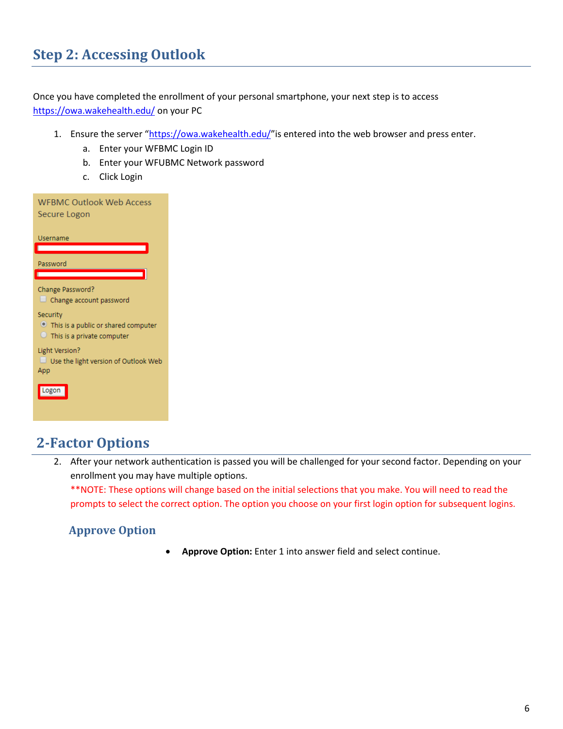## Step 2: Accessing Outlook

Once you have completed the enrollment of your personal smartphone, your next step is to access https://owa.wakehealth.edu/ on your PC

1. Ensure the server "https://owa.wakehealth.edu/"is entered into the web browser and press enter.
   a. Enter your WFBMC Login ID
   b. Enter your WFUBMC Network password
   c. Click Login

WFBMC Outlook Web Access Secure Logon

Username

Password

Change Password?
Change account password

Security
This is a public or shared computer
This is a private computer

Light Version?
Use the light version of Outlook Web App

Logon

## 2-Factor Options

2. After your network authentication is passed you will be challenged for your second factor. Depending on your enrollment you may have multiple options.
   **NOTE: These options will change based on the initial selections that you make. You will need to read the prompts to select the correct option. The option you choose on your first login option for subsequent logins.

### Approve Option

- **Approve Option:** Enter 1 into answer field and select continue.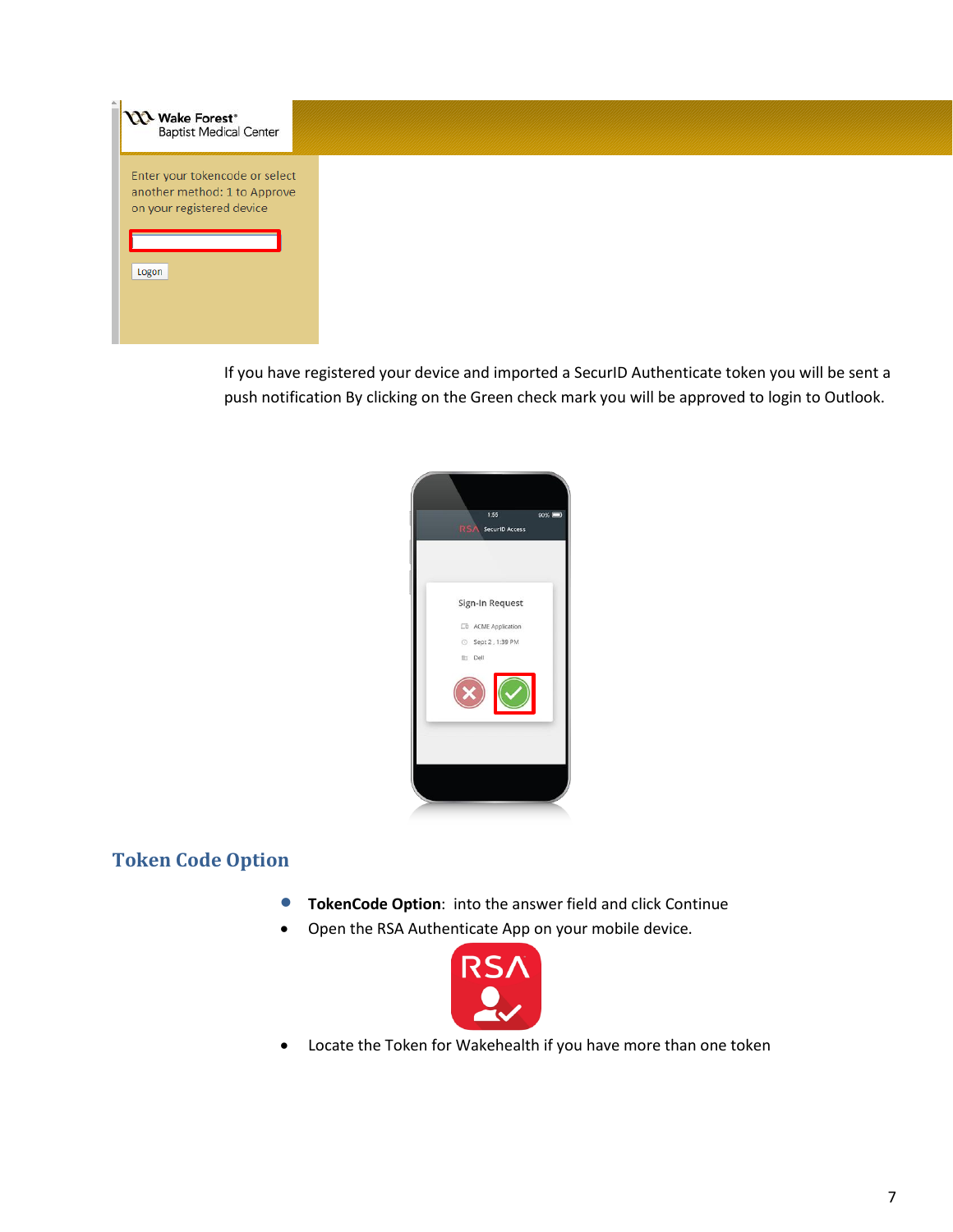If you have registered your device and imported a SecurID Authenticate token you will be sent a push notification By clicking on the Green check mark you will be approved to login to Outlook.

## Token Code Option

- **TokenCode Option**: into the answer field and click Continue
- Open the RSA Authenticate App on your mobile device.
- Locate the Token for Wakehealth if you have more than one token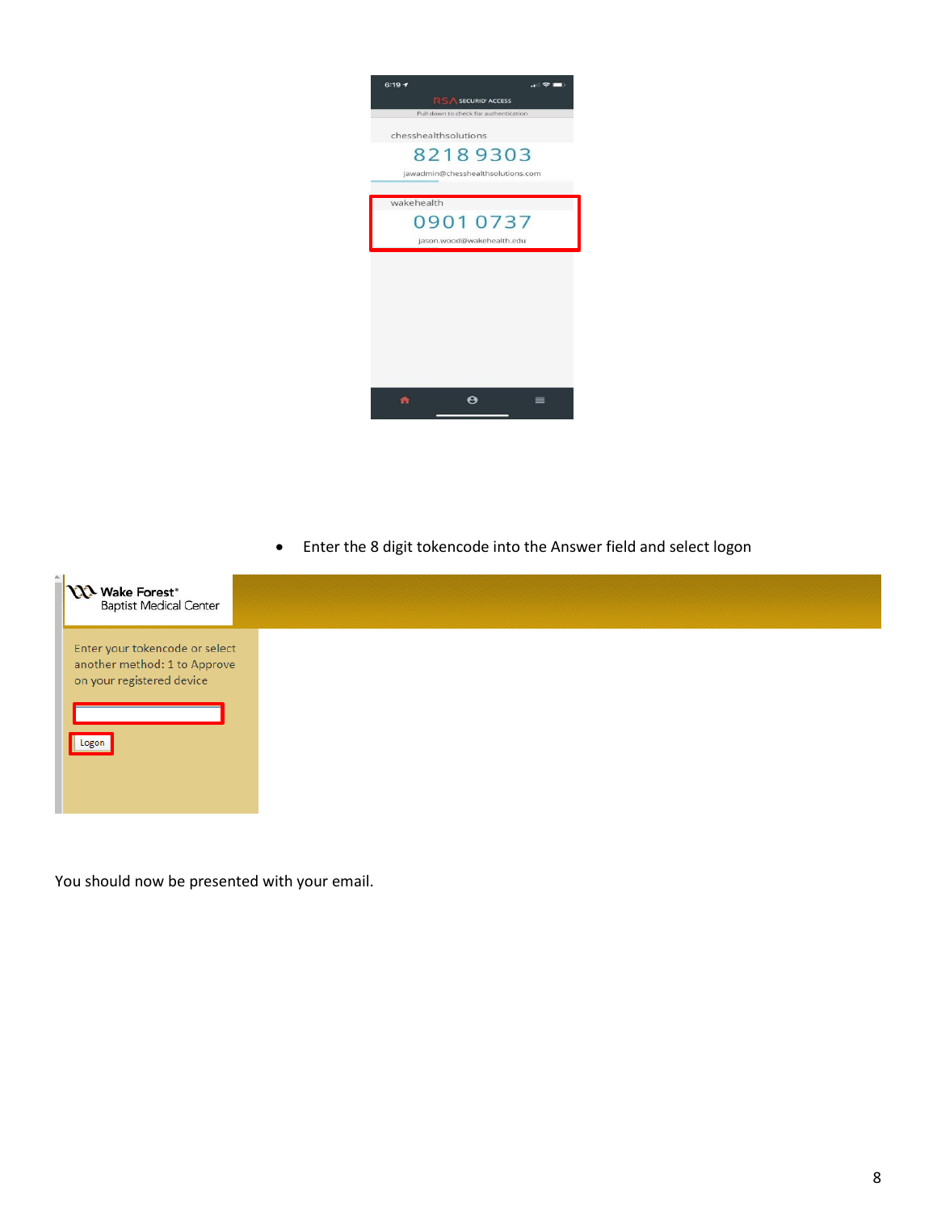- Enter the 8 digit tokencode into the Answer field and select logon

You should now be presented with your email.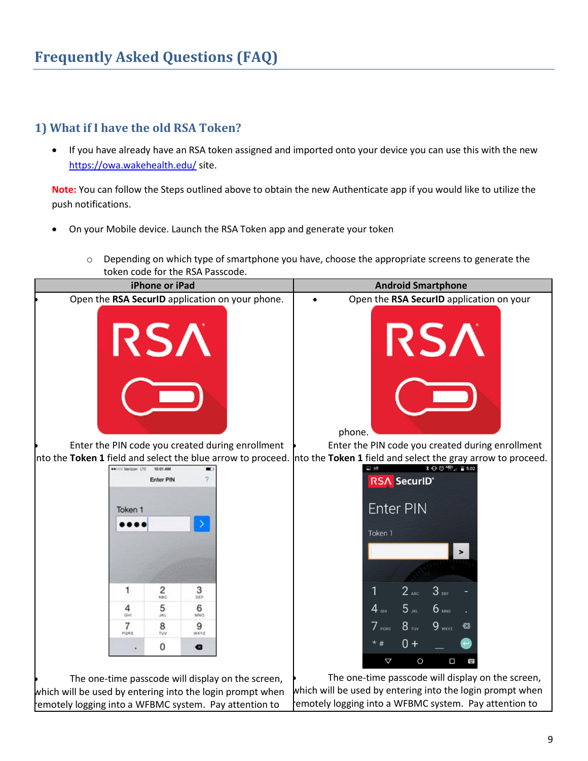# Frequently Asked Questions (FAQ)

## 1) What if I have the old RSA Token?

- If you have already have an RSA token assigned and imported onto your device you can use this with the new https://owa.wakehealth.edu/ site.

**Note:** You can follow the Steps outlined above to obtain the new Authenticate app if you would like to utilize the push notifications.

- On your Mobile device. Launch the RSA Token app and generate your token
  - Depending on which type of smartphone you have, choose the appropriate screens to generate the token code for the RSA Passcode.

| iPhone or iPad | Android Smartphone |
| --- | --- |
| Open the **RSA SecurID** application on your phone. | Open the **RSA SecurID** application on your phone. |
| Enter the PIN code you created during enrollment into the **Token 1** field and select the blue arrow to proceed. | Enter the PIN code you created during enrollment into the **Token 1** field and select the gray arrow to proceed. |
| The one-time passcode will display on the screen, which will be used by entering into the login prompt when remotely logging into a WFBMC system. Pay attention to | The one-time passcode will display on the screen, which will be used by entering into the login prompt when remotely logging into a WFBMC system. Pay attention to |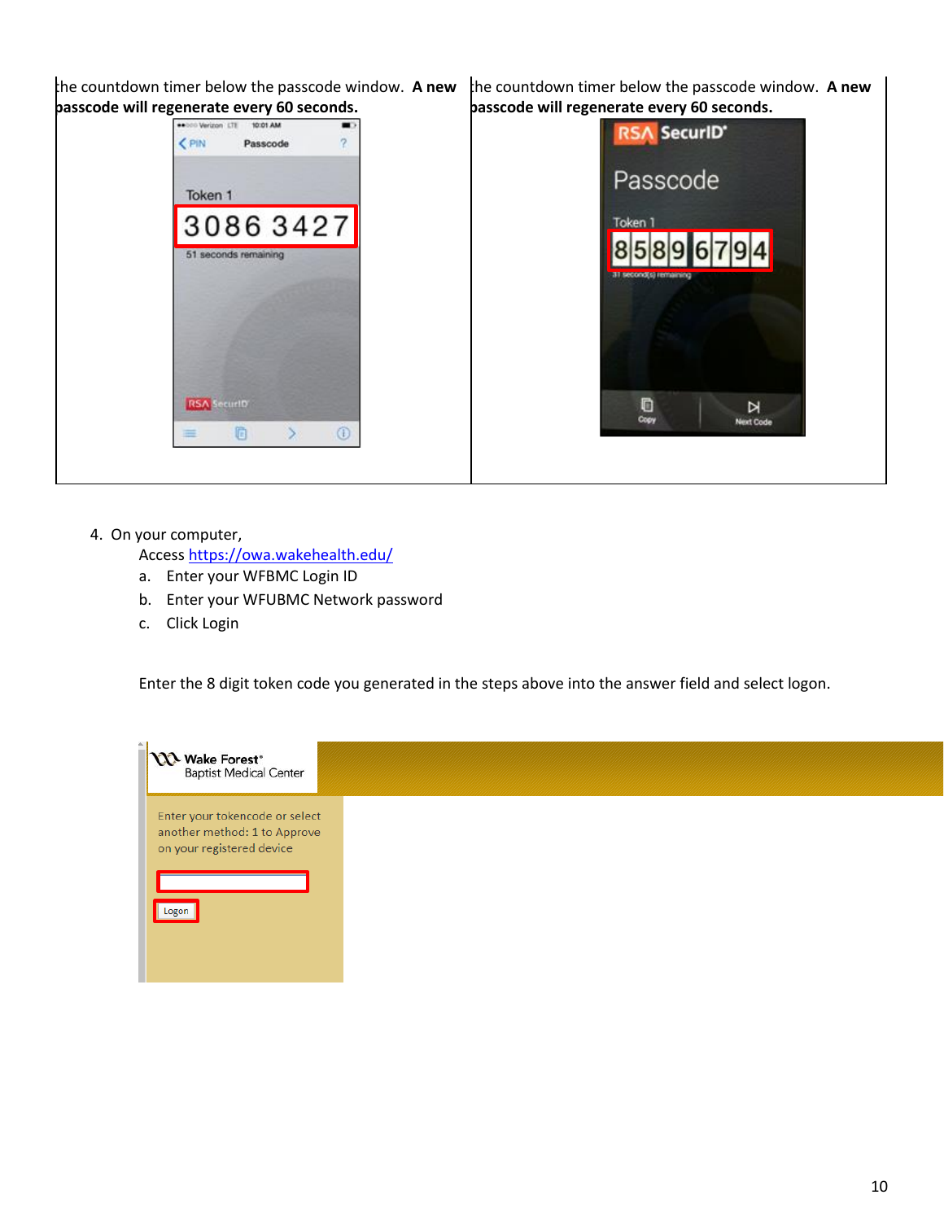| | |
|---|---|
| the countdown timer below the passcode window. **A new passcode will regenerate every 60 seconds.** | the countdown timer below the passcode window. **A new passcode will regenerate every 60 seconds.** |

4. On your computer,
   Access https://owa.wakehealth.edu/
   a. Enter your WFBMC Login ID
   b. Enter your WFUBMC Network password
   c. Click Login

Enter the 8 digit token code you generated in the steps above into the answer field and select logon.